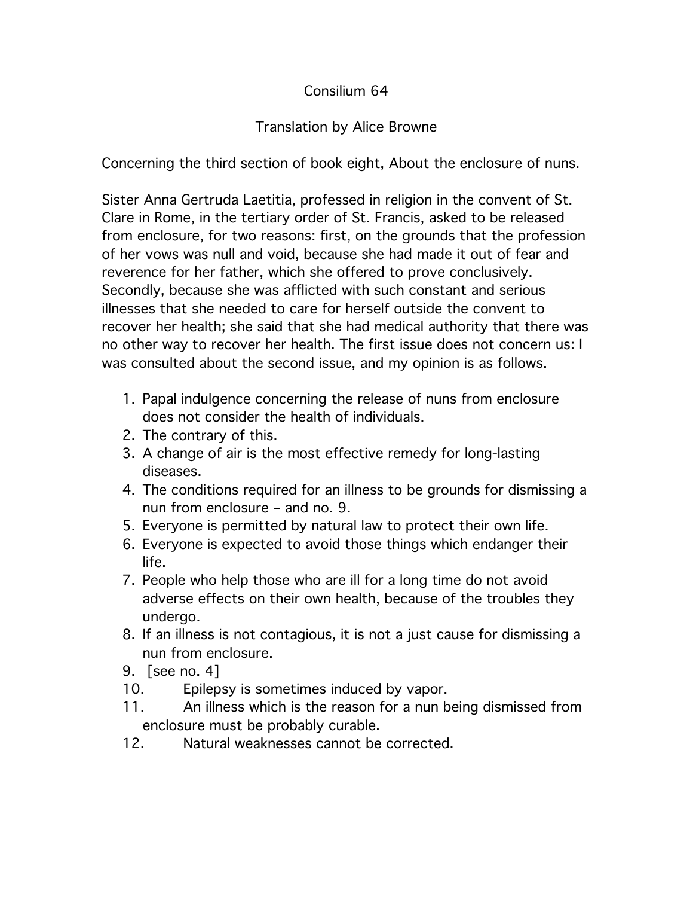# Consilium 64

## Translation by Alice Browne

Concerning the third section of book eight, About the enclosure of nuns.

Sister Anna Gertruda Laetitia, professed in religion in the convent of St. Clare in Rome, in the tertiary order of St. Francis, asked to be released from enclosure, for two reasons: first, on the grounds that the profession of her vows was null and void, because she had made it out of fear and reverence for her father, which she offered to prove conclusively. Secondly, because she was afflicted with such constant and serious illnesses that she needed to care for herself outside the convent to recover her health; she said that she had medical authority that there was no other way to recover her health. The first issue does not concern us: I was consulted about the second issue, and my opinion is as follows.

1. Papal indulgence concerning the release of nuns from enclosure does not consider the health of individuals.
2. The contrary of this.
3. A change of air is the most effective remedy for long-lasting diseases.
4. The conditions required for an illness to be grounds for dismissing a nun from enclosure – and no. 9.
5. Everyone is permitted by natural law to protect their own life.
6. Everyone is expected to avoid those things which endanger their life.
7. People who help those who are ill for a long time do not avoid adverse effects on their own health, because of the troubles they undergo.
8. If an illness is not contagious, it is not a just cause for dismissing a nun from enclosure.
9. [see no. 4]
10. Epilepsy is sometimes induced by vapor.
11. An illness which is the reason for a nun being dismissed from enclosure must be probably curable.
12. Natural weaknesses cannot be corrected.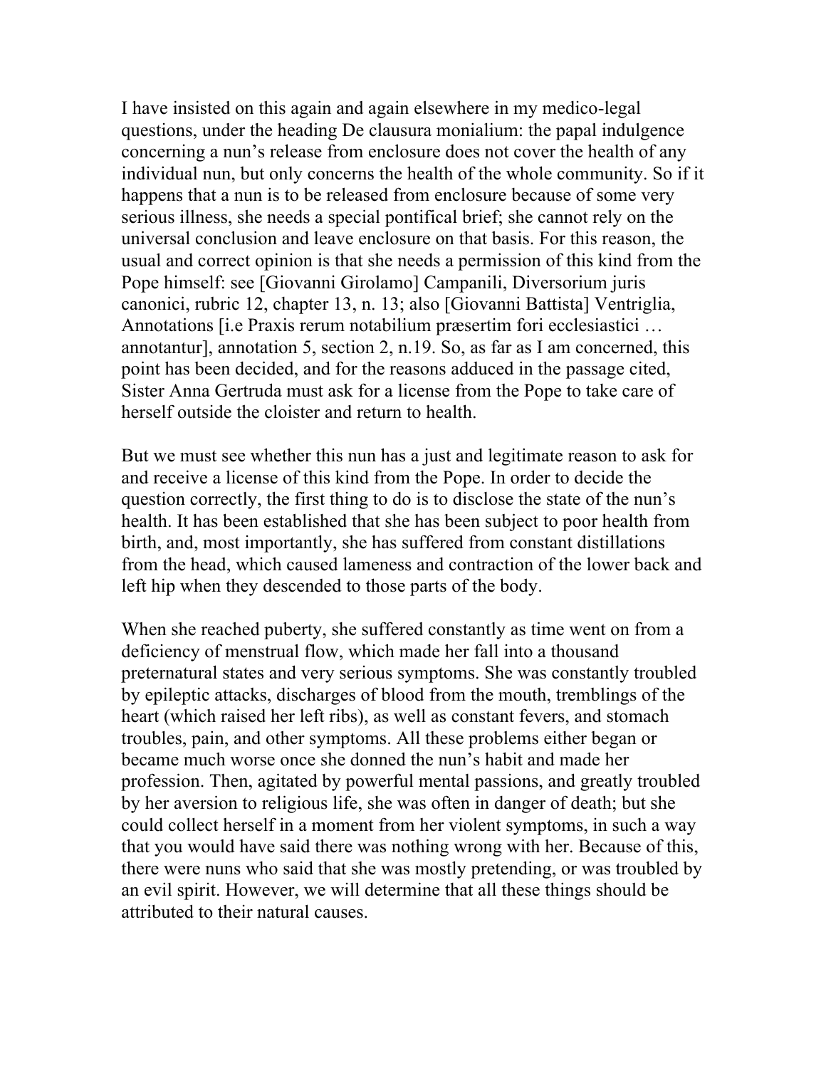I have insisted on this again and again elsewhere in my medico-legal questions, under the heading De clausura monialium: the papal indulgence concerning a nun's release from enclosure does not cover the health of any individual nun, but only concerns the health of the whole community. So if it happens that a nun is to be released from enclosure because of some very serious illness, she needs a special pontifical brief; she cannot rely on the universal conclusion and leave enclosure on that basis. For this reason, the usual and correct opinion is that she needs a permission of this kind from the Pope himself: see [Giovanni Girolamo] Campanili, Diversorium juris canonici, rubric 12, chapter 13, n. 13; also [Giovanni Battista] Ventriglia, Annotations [i.e Praxis rerum notabilium præsertim fori ecclesiastici … annotantur], annotation 5, section 2, n.19. So, as far as I am concerned, this point has been decided, and for the reasons adduced in the passage cited, Sister Anna Gertruda must ask for a license from the Pope to take care of herself outside the cloister and return to health.

But we must see whether this nun has a just and legitimate reason to ask for and receive a license of this kind from the Pope. In order to decide the question correctly, the first thing to do is to disclose the state of the nun's health. It has been established that she has been subject to poor health from birth, and, most importantly, she has suffered from constant distillations from the head, which caused lameness and contraction of the lower back and left hip when they descended to those parts of the body.

When she reached puberty, she suffered constantly as time went on from a deficiency of menstrual flow, which made her fall into a thousand preternatural states and very serious symptoms. She was constantly troubled by epileptic attacks, discharges of blood from the mouth, tremblings of the heart (which raised her left ribs), as well as constant fevers, and stomach troubles, pain, and other symptoms. All these problems either began or became much worse once she donned the nun's habit and made her profession. Then, agitated by powerful mental passions, and greatly troubled by her aversion to religious life, she was often in danger of death; but she could collect herself in a moment from her violent symptoms, in such a way that you would have said there was nothing wrong with her. Because of this, there were nuns who said that she was mostly pretending, or was troubled by an evil spirit. However, we will determine that all these things should be attributed to their natural causes.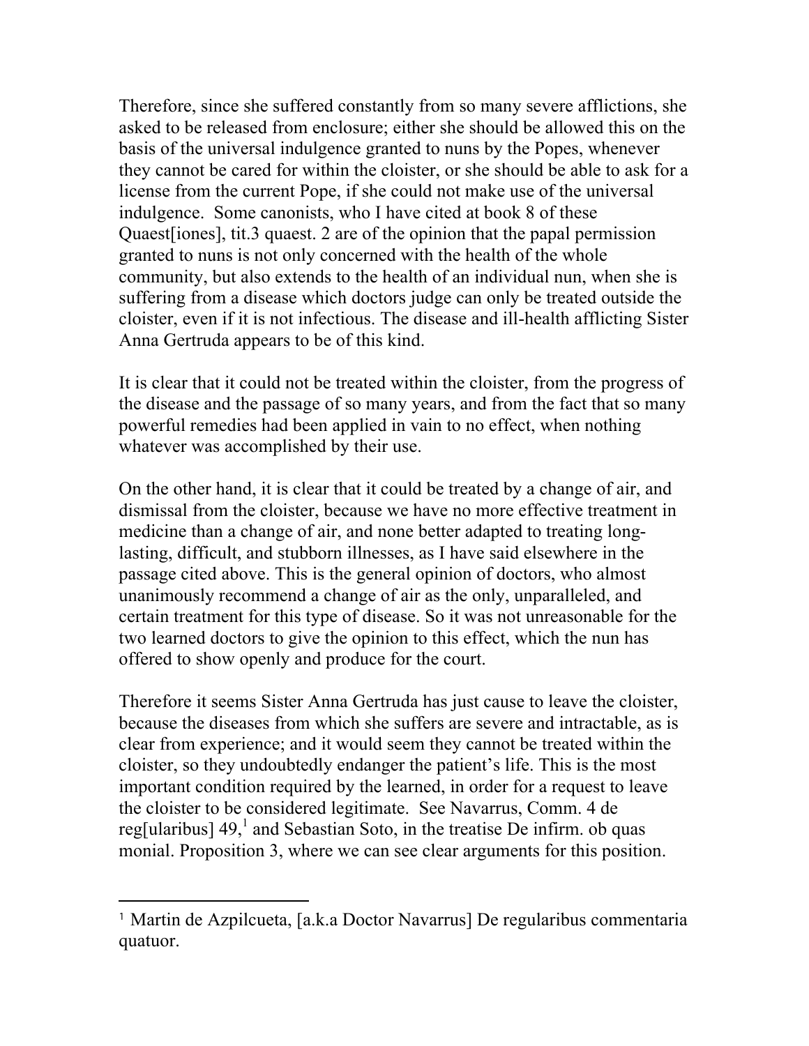Therefore, since she suffered constantly from so many severe afflictions, she asked to be released from enclosure; either she should be allowed this on the basis of the universal indulgence granted to nuns by the Popes, whenever they cannot be cared for within the cloister, or she should be able to ask for a license from the current Pope, if she could not make use of the universal indulgence. Some canonists, who I have cited at book 8 of these Quaest[iones], tit.3 quaest. 2 are of the opinion that the papal permission granted to nuns is not only concerned with the health of the whole community, but also extends to the health of an individual nun, when she is suffering from a disease which doctors judge can only be treated outside the cloister, even if it is not infectious. The disease and ill-health afflicting Sister Anna Gertruda appears to be of this kind.

It is clear that it could not be treated within the cloister, from the progress of the disease and the passage of so many years, and from the fact that so many powerful remedies had been applied in vain to no effect, when nothing whatever was accomplished by their use.

On the other hand, it is clear that it could be treated by a change of air, and dismissal from the cloister, because we have no more effective treatment in medicine than a change of air, and none better adapted to treating long-lasting, difficult, and stubborn illnesses, as I have said elsewhere in the passage cited above. This is the general opinion of doctors, who almost unanimously recommend a change of air as the only, unparalleled, and certain treatment for this type of disease. So it was not unreasonable for the two learned doctors to give the opinion to this effect, which the nun has offered to show openly and produce for the court.

Therefore it seems Sister Anna Gertruda has just cause to leave the cloister, because the diseases from which she suffers are severe and intractable, as is clear from experience; and it would seem they cannot be treated within the cloister, so they undoubtedly endanger the patient's life. This is the most important condition required by the learned, in order for a request to leave the cloister to be considered legitimate. See Navarrus, Comm. 4 de reg[ularibus] 49,[1] and Sebastian Soto, in the treatise De infirm. ob quas monial. Proposition 3, where we can see clear arguments for this position.

---

[1] Martin de Azpilcueta, [a.k.a Doctor Navarrus] De regularibus commentaria quatuor.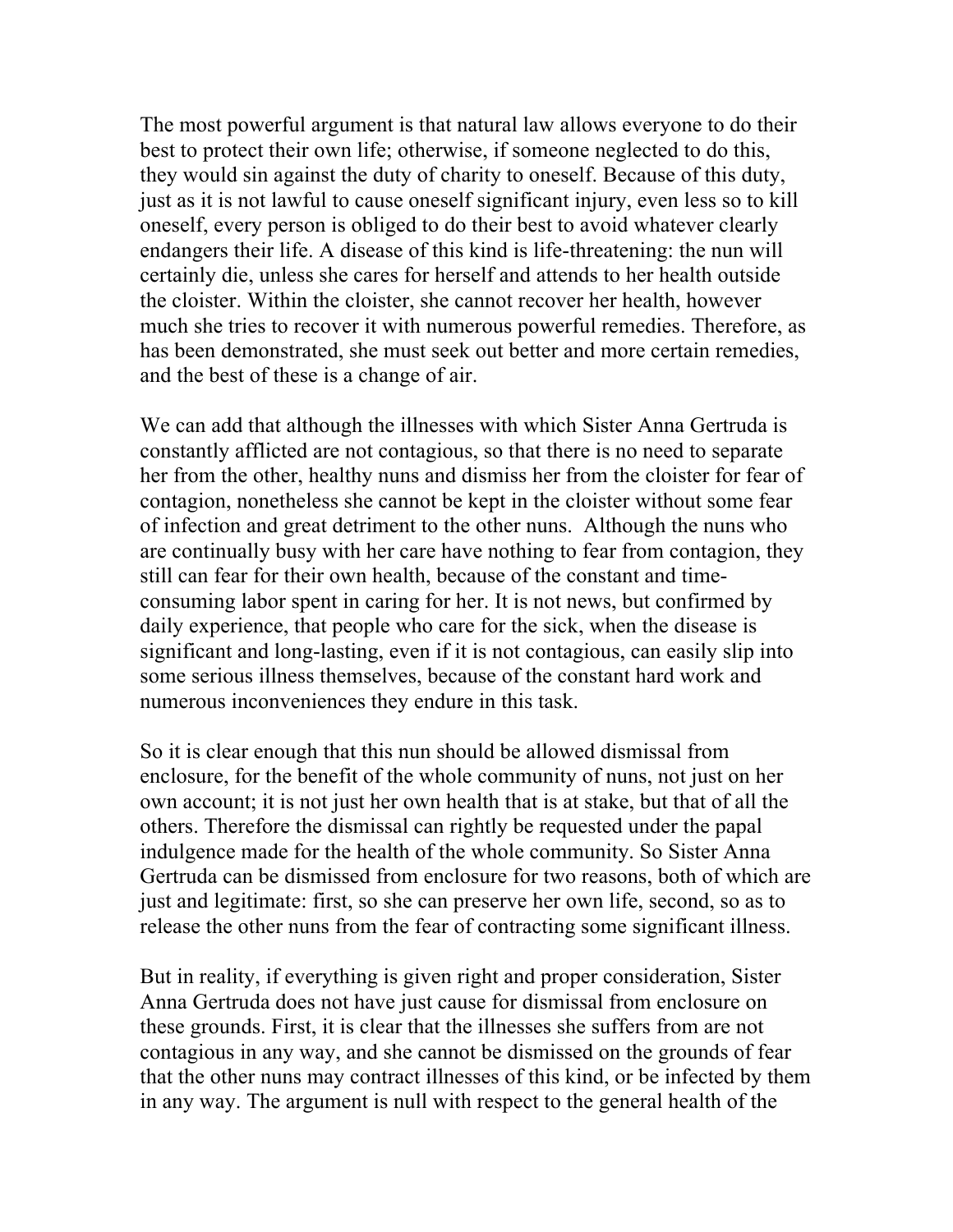The most powerful argument is that natural law allows everyone to do their best to protect their own life; otherwise, if someone neglected to do this, they would sin against the duty of charity to oneself. Because of this duty, just as it is not lawful to cause oneself significant injury, even less so to kill oneself, every person is obliged to do their best to avoid whatever clearly endangers their life. A disease of this kind is life-threatening: the nun will certainly die, unless she cares for herself and attends to her health outside the cloister. Within the cloister, she cannot recover her health, however much she tries to recover it with numerous powerful remedies. Therefore, as has been demonstrated, she must seek out better and more certain remedies, and the best of these is a change of air.

We can add that although the illnesses with which Sister Anna Gertruda is constantly afflicted are not contagious, so that there is no need to separate her from the other, healthy nuns and dismiss her from the cloister for fear of contagion, nonetheless she cannot be kept in the cloister without some fear of infection and great detriment to the other nuns. Although the nuns who are continually busy with her care have nothing to fear from contagion, they still can fear for their own health, because of the constant and time-consuming labor spent in caring for her. It is not news, but confirmed by daily experience, that people who care for the sick, when the disease is significant and long-lasting, even if it is not contagious, can easily slip into some serious illness themselves, because of the constant hard work and numerous inconveniences they endure in this task.

So it is clear enough that this nun should be allowed dismissal from enclosure, for the benefit of the whole community of nuns, not just on her own account; it is not just her own health that is at stake, but that of all the others. Therefore the dismissal can rightly be requested under the papal indulgence made for the health of the whole community. So Sister Anna Gertruda can be dismissed from enclosure for two reasons, both of which are just and legitimate: first, so she can preserve her own life, second, so as to release the other nuns from the fear of contracting some significant illness.

But in reality, if everything is given right and proper consideration, Sister Anna Gertruda does not have just cause for dismissal from enclosure on these grounds. First, it is clear that the illnesses she suffers from are not contagious in any way, and she cannot be dismissed on the grounds of fear that the other nuns may contract illnesses of this kind, or be infected by them in any way. The argument is null with respect to the general health of the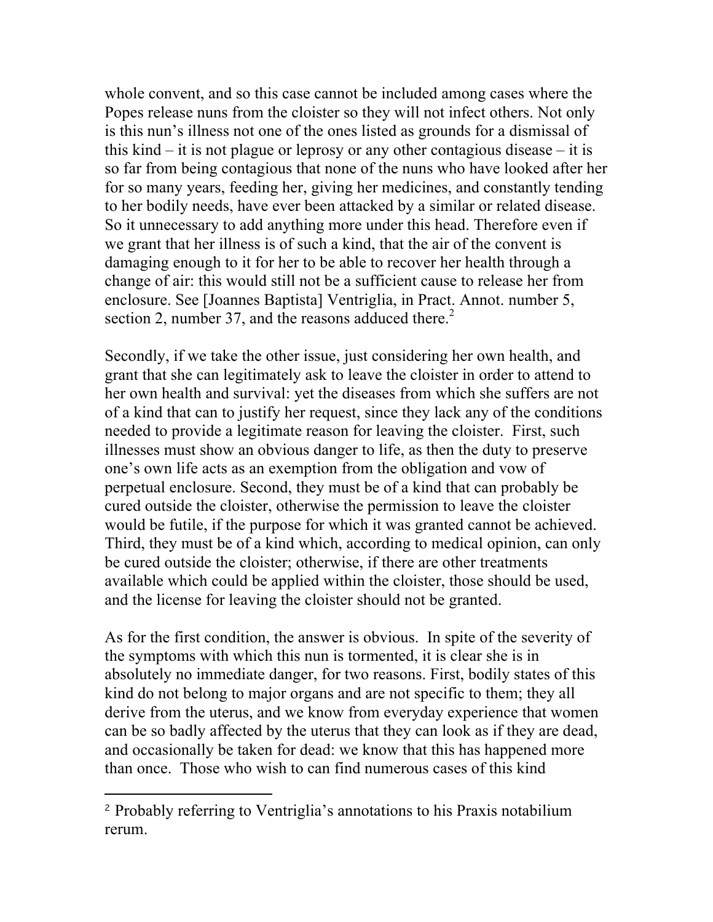whole convent, and so this case cannot be included among cases where the Popes release nuns from the cloister so they will not infect others. Not only is this nun's illness not one of the ones listed as grounds for a dismissal of this kind – it is not plague or leprosy or any other contagious disease – it is so far from being contagious that none of the nuns who have looked after her for so many years, feeding her, giving her medicines, and constantly tending to her bodily needs, have ever been attacked by a similar or related disease. So it unnecessary to add anything more under this head. Therefore even if we grant that her illness is of such a kind, that the air of the convent is damaging enough to it for her to be able to recover her health through a change of air: this would still not be a sufficient cause to release her from enclosure. See [Joannes Baptista] Ventriglia, in Pract. Annot. number 5, section 2, number 37, and the reasons adduced there.[2]

Secondly, if we take the other issue, just considering her own health, and grant that she can legitimately ask to leave the cloister in order to attend to her own health and survival: yet the diseases from which she suffers are not of a kind that can to justify her request, since they lack any of the conditions needed to provide a legitimate reason for leaving the cloister. First, such illnesses must show an obvious danger to life, as then the duty to preserve one's own life acts as an exemption from the obligation and vow of perpetual enclosure. Second, they must be of a kind that can probably be cured outside the cloister, otherwise the permission to leave the cloister would be futile, if the purpose for which it was granted cannot be achieved. Third, they must be of a kind which, according to medical opinion, can only be cured outside the cloister; otherwise, if there are other treatments available which could be applied within the cloister, those should be used, and the license for leaving the cloister should not be granted.

As for the first condition, the answer is obvious. In spite of the severity of the symptoms with which this nun is tormented, it is clear she is in absolutely no immediate danger, for two reasons. First, bodily states of this kind do not belong to major organs and are not specific to them; they all derive from the uterus, and we know from everyday experience that women can be so badly affected by the uterus that they can look as if they are dead, and occasionally be taken for dead: we know that this has happened more than once. Those who wish to can find numerous cases of this kind

[2] Probably referring to Ventriglia's annotations to his Praxis notabilium rerum.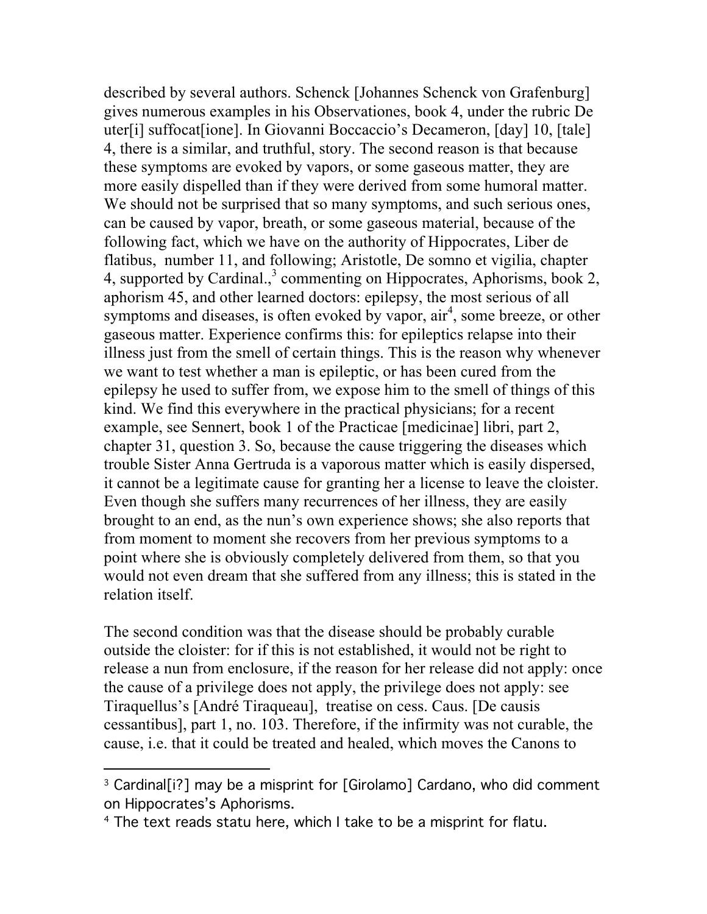described by several authors. Schenck [Johannes Schenck von Grafenburg] gives numerous examples in his Observationes, book 4, under the rubric De uter[i] suffocat[ione]. In Giovanni Boccaccio's Decameron, [day] 10, [tale] 4, there is a similar, and truthful, story. The second reason is that because these symptoms are evoked by vapors, or some gaseous matter, they are more easily dispelled than if they were derived from some humoral matter. We should not be surprised that so many symptoms, and such serious ones, can be caused by vapor, breath, or some gaseous material, because of the following fact, which we have on the authority of Hippocrates, Liber de flatibus, number 11, and following; Aristotle, De somno et vigilia, chapter 4, supported by Cardinal.,[3] commenting on Hippocrates, Aphorisms, book 2, aphorism 45, and other learned doctors: epilepsy, the most serious of all symptoms and diseases, is often evoked by vapor, air[4], some breeze, or other gaseous matter. Experience confirms this: for epileptics relapse into their illness just from the smell of certain things. This is the reason why whenever we want to test whether a man is epileptic, or has been cured from the epilepsy he used to suffer from, we expose him to the smell of things of this kind. We find this everywhere in the practical physicians; for a recent example, see Sennert, book 1 of the Practicae [medicinae] libri, part 2, chapter 31, question 3. So, because the cause triggering the diseases which trouble Sister Anna Gertruda is a vaporous matter which is easily dispersed, it cannot be a legitimate cause for granting her a license to leave the cloister. Even though she suffers many recurrences of her illness, they are easily brought to an end, as the nun's own experience shows; she also reports that from moment to moment she recovers from her previous symptoms to a point where she is obviously completely delivered from them, so that you would not even dream that she suffered from any illness; this is stated in the relation itself.

The second condition was that the disease should be probably curable outside the cloister: for if this is not established, it would not be right to release a nun from enclosure, if the reason for her release did not apply: once the cause of a privilege does not apply, the privilege does not apply: see Tiraquellus's [André Tiraqueau], treatise on cess. Caus. [De causis cessantibus], part 1, no. 103. Therefore, if the infirmity was not curable, the cause, i.e. that it could be treated and healed, which moves the Canons to

---

[3] Cardinal[i?] may be a misprint for [Girolamo] Cardano, who did comment on Hippocrates's Aphorisms.

[4] The text reads statu here, which I take to be a misprint for flatu.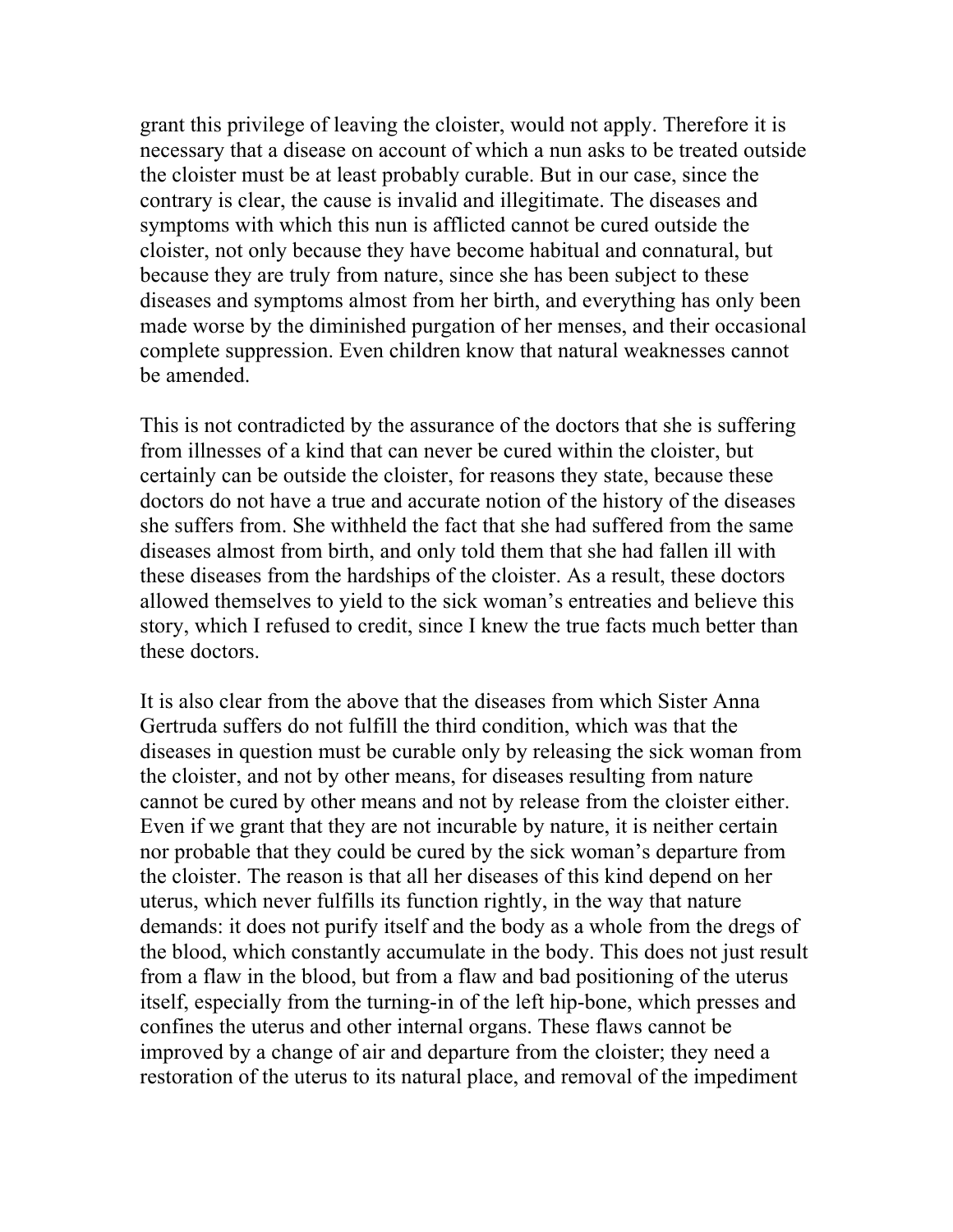grant this privilege of leaving the cloister, would not apply. Therefore it is necessary that a disease on account of which a nun asks to be treated outside the cloister must be at least probably curable. But in our case, since the contrary is clear, the cause is invalid and illegitimate. The diseases and symptoms with which this nun is afflicted cannot be cured outside the cloister, not only because they have become habitual and connatural, but because they are truly from nature, since she has been subject to these diseases and symptoms almost from her birth, and everything has only been made worse by the diminished purgation of her menses, and their occasional complete suppression. Even children know that natural weaknesses cannot be amended.

This is not contradicted by the assurance of the doctors that she is suffering from illnesses of a kind that can never be cured within the cloister, but certainly can be outside the cloister, for reasons they state, because these doctors do not have a true and accurate notion of the history of the diseases she suffers from. She withheld the fact that she had suffered from the same diseases almost from birth, and only told them that she had fallen ill with these diseases from the hardships of the cloister. As a result, these doctors allowed themselves to yield to the sick woman's entreaties and believe this story, which I refused to credit, since I knew the true facts much better than these doctors.

It is also clear from the above that the diseases from which Sister Anna Gertruda suffers do not fulfill the third condition, which was that the diseases in question must be curable only by releasing the sick woman from the cloister, and not by other means, for diseases resulting from nature cannot be cured by other means and not by release from the cloister either. Even if we grant that they are not incurable by nature, it is neither certain nor probable that they could be cured by the sick woman's departure from the cloister. The reason is that all her diseases of this kind depend on her uterus, which never fulfills its function rightly, in the way that nature demands: it does not purify itself and the body as a whole from the dregs of the blood, which constantly accumulate in the body. This does not just result from a flaw in the blood, but from a flaw and bad positioning of the uterus itself, especially from the turning-in of the left hip-bone, which presses and confines the uterus and other internal organs. These flaws cannot be improved by a change of air and departure from the cloister; they need a restoration of the uterus to its natural place, and removal of the impediment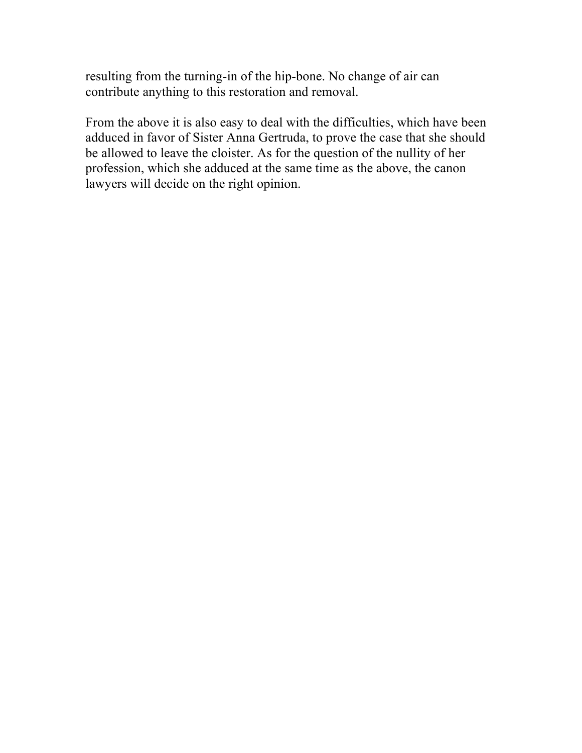resulting from the turning-in of the hip-bone. No change of air can contribute anything to this restoration and removal.

From the above it is also easy to deal with the difficulties, which have been adduced in favor of Sister Anna Gertruda, to prove the case that she should be allowed to leave the cloister. As for the question of the nullity of her profession, which she adduced at the same time as the above, the canon lawyers will decide on the right opinion.